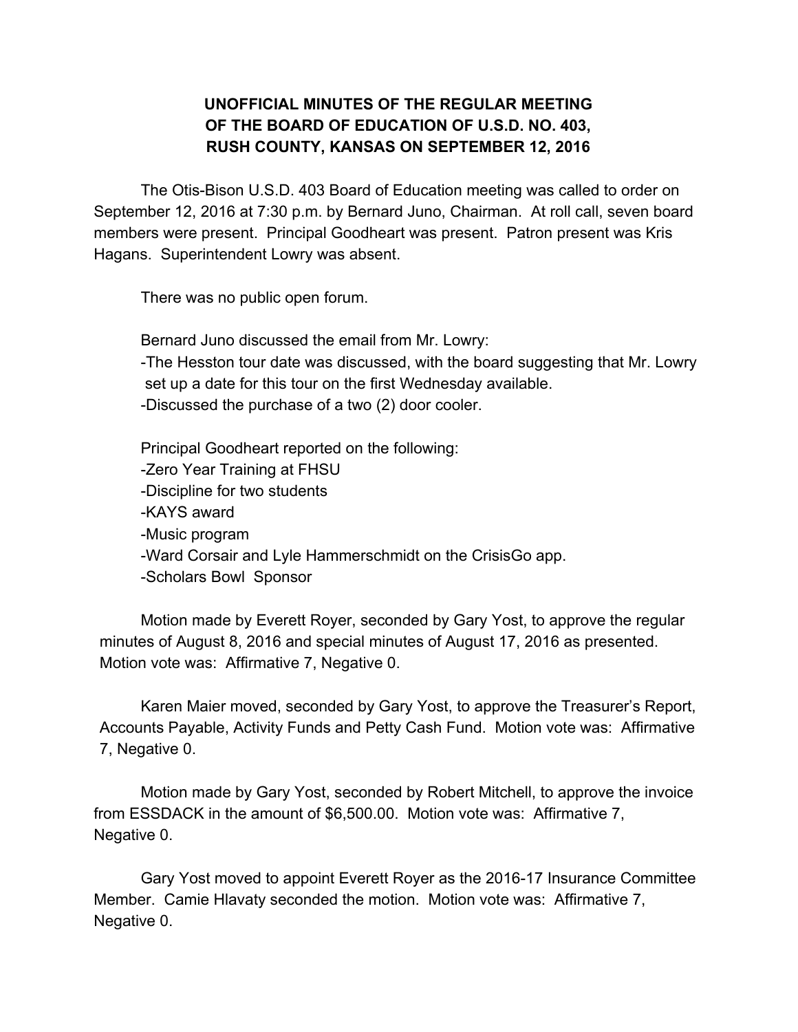# UNOFFICIAL MINUTES OF THE REGULAR MEETING OF THE BOARD OF EDUCATION OF U.S.D. NO. 403, RUSH COUNTY, KANSAS ON SEPTEMBER 12, 2016

The Otis-Bison U.S.D. 403 Board of Education meeting was called to order on September 12, 2016 at 7:30 p.m. by Bernard Juno, Chairman. At roll call, seven board members were present. Principal Goodheart was present. Patron present was Kris Hagans. Superintendent Lowry was absent.

There was no public open forum.

Bernard Juno discussed the email from Mr. Lowry:

- The Hesston tour date was discussed, with the board suggesting that Mr. Lowry set up a date for this tour on the first Wednesday available.
- Discussed the purchase of a two (2) door cooler.

Principal Goodheart reported on the following:

- Zero Year Training at FHSU
- Discipline for two students
- KAYS award
- Music program
- Ward Corsair and Lyle Hammerschmidt on the CrisisGo app.
- Scholars Bowl Sponsor

Motion made by Everett Royer, seconded by Gary Yost, to approve the regular minutes of August 8, 2016 and special minutes of August 17, 2016 as presented. Motion vote was: Affirmative 7, Negative 0.

Karen Maier moved, seconded by Gary Yost, to approve the Treasurer's Report, Accounts Payable, Activity Funds and Petty Cash Fund. Motion vote was: Affirmative 7, Negative 0.

Motion made by Gary Yost, seconded by Robert Mitchell, to approve the invoice from ESSDACK in the amount of $6,500.00. Motion vote was: Affirmative 7, Negative 0.

Gary Yost moved to appoint Everett Royer as the 2016-17 Insurance Committee Member. Camie Hlavaty seconded the motion. Motion vote was: Affirmative 7, Negative 0.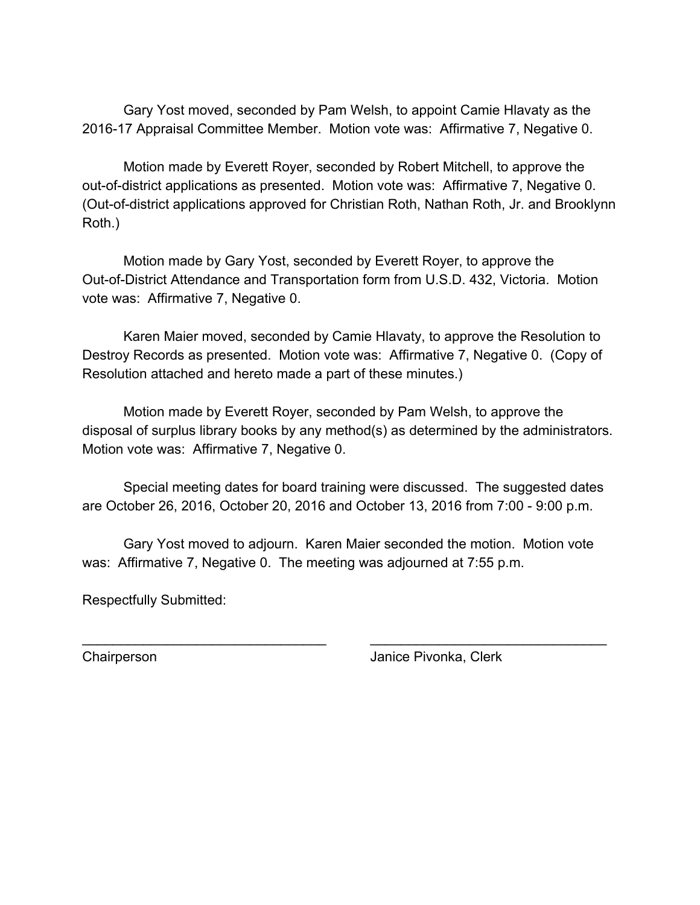Gary Yost moved, seconded by Pam Welsh, to appoint Camie Hlavaty as the 2016-17 Appraisal Committee Member. Motion vote was: Affirmative 7, Negative 0.

Motion made by Everett Royer, seconded by Robert Mitchell, to approve the out-of-district applications as presented. Motion vote was: Affirmative 7, Negative 0. (Out-of-district applications approved for Christian Roth, Nathan Roth, Jr. and Brooklynn Roth.)

Motion made by Gary Yost, seconded by Everett Royer, to approve the Out-of-District Attendance and Transportation form from U.S.D. 432, Victoria. Motion vote was: Affirmative 7, Negative 0.

Karen Maier moved, seconded by Camie Hlavaty, to approve the Resolution to Destroy Records as presented. Motion vote was: Affirmative 7, Negative 0. (Copy of Resolution attached and hereto made a part of these minutes.)

Motion made by Everett Royer, seconded by Pam Welsh, to approve the disposal of surplus library books by any method(s) as determined by the administrators. Motion vote was: Affirmative 7, Negative 0.

Special meeting dates for board training were discussed. The suggested dates are October 26, 2016, October 20, 2016 and October 13, 2016 from 7:00 - 9:00 p.m.

Gary Yost moved to adjourn. Karen Maier seconded the motion. Motion vote was: Affirmative 7, Negative 0. The meeting was adjourned at 7:55 p.m.

Respectfully Submitted:

_________________________________ _________________________________

Chairperson Janice Pivonka, Clerk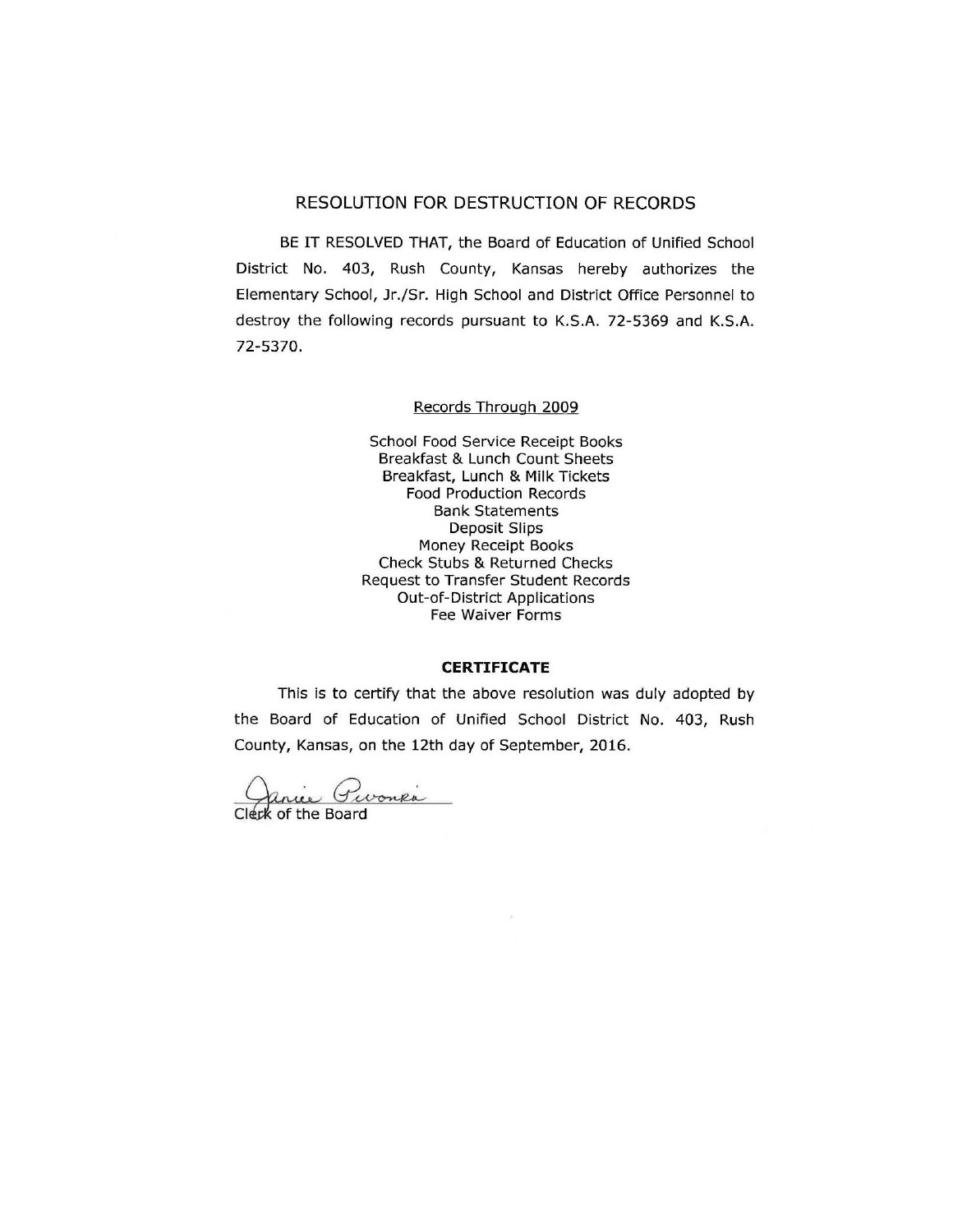# RESOLUTION FOR DESTRUCTION OF RECORDS

BE IT RESOLVED THAT, the Board of Education of Unified School District No. 403, Rush County, Kansas hereby authorizes the Elementary School, Jr./Sr. High School and District Office Personnel to destroy the following records pursuant to K.S.A. 72-5369 and K.S.A. 72-5370.

<u>Records Through 2009</u>

School Food Service Receipt Books
Breakfast & Lunch Count Sheets
Breakfast, Lunch & Milk Tickets
Food Production Records
Bank Statements
Deposit Slips
Money Receipt Books
Check Stubs & Returned Checks
Request to Transfer Student Records
Out-of-District Applications
Fee Waiver Forms

**CERTIFICATE**

This is to certify that the above resolution was duly adopted by the Board of Education of Unified School District No. 403, Rush County, Kansas, on the 12th day of September, 2016.

Janice Pivonka
Clerk of the Board